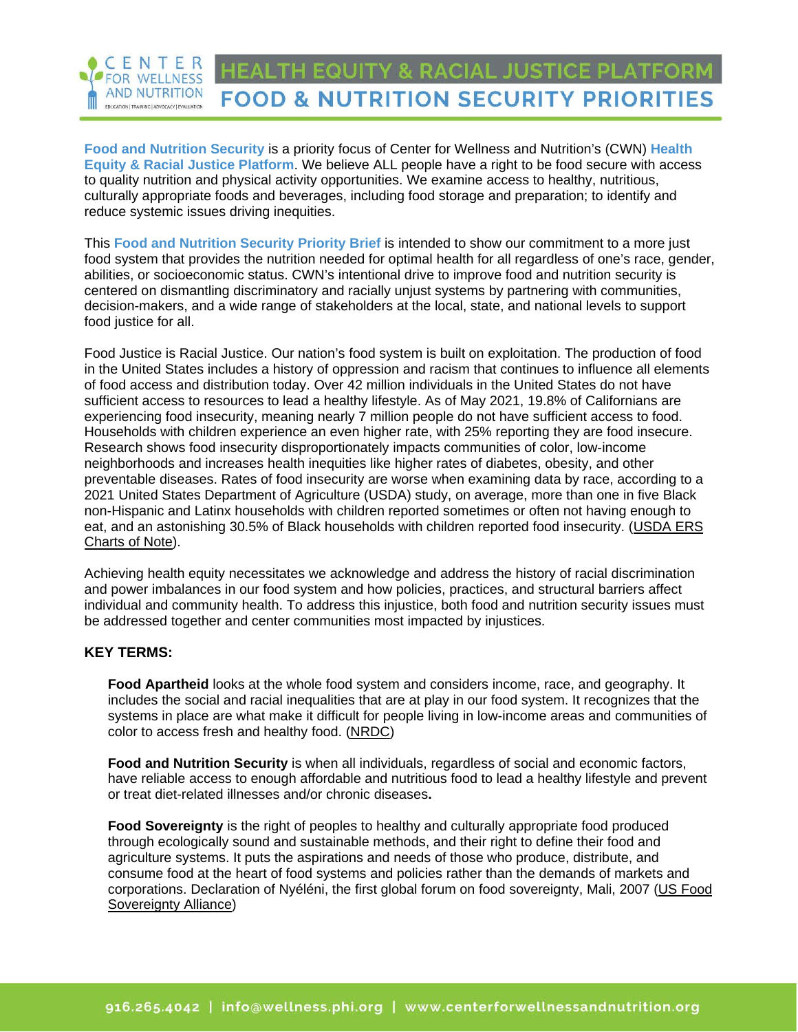# HEALTH EQUITY & RACIAL JUSTICE PLATFORM

## FOOD & NUTRITION SECURITY PRIORITIES

**Food and Nutrition Security** is a priority focus of Center for Wellness and Nutrition's (CWN) **Health Equity & Racial Justice Platform**. We believe ALL people have a right to be food secure with access to quality nutrition and physical activity opportunities. We examine access to healthy, nutritious, culturally appropriate foods and beverages, including food storage and preparation; to identify and reduce systemic issues driving inequities.

This **Food and Nutrition Security Priority Brief** is intended to show our commitment to a more just food system that provides the nutrition needed for optimal health for all regardless of one's race, gender, abilities, or socioeconomic status. CWN's intentional drive to improve food and nutrition security is centered on dismantling discriminatory and racially unjust systems by partnering with communities, decision-makers, and a wide range of stakeholders at the local, state, and national levels to support food justice for all.

Food Justice is Racial Justice. Our nation's food system is built on exploitation. The production of food in the United States includes a history of oppression and racism that continues to influence all elements of food access and distribution today. Over 42 million individuals in the United States do not have sufficient access to resources to lead a healthy lifestyle. As of May 2021, 19.8% of Californians are experiencing food insecurity, meaning nearly 7 million people do not have sufficient access to food. Households with children experience an even higher rate, with 25% reporting they are food insecure. Research shows food insecurity disproportionately impacts communities of color, low-income neighborhoods and increases health inequities like higher rates of diabetes, obesity, and other preventable diseases. Rates of food insecurity are worse when examining data by race, according to a 2021 United States Department of Agriculture (USDA) study, on average, more than one in five Black non-Hispanic and Latinx households with children reported sometimes or often not having enough to eat, and an astonishing 30.5% of Black households with children reported food insecurity. (USDA ERS Charts of Note).

Achieving health equity necessitates we acknowledge and address the history of racial discrimination and power imbalances in our food system and how policies, practices, and structural barriers affect individual and community health. To address this injustice, both food and nutrition security issues must be addressed together and center communities most impacted by injustices.

**KEY TERMS:**

**Food Apartheid** looks at the whole food system and considers income, race, and geography. It includes the social and racial inequalities that are at play in our food system. It recognizes that the systems in place are what make it difficult for people living in low-income areas and communities of color to access fresh and healthy food. (NRDC)

**Food and Nutrition Security** is when all individuals, regardless of social and economic factors, have reliable access to enough affordable and nutritious food to lead a healthy lifestyle and prevent or treat diet-related illnesses and/or chronic diseases**.**

**Food Sovereignty** is the right of peoples to healthy and culturally appropriate food produced through ecologically sound and sustainable methods, and their right to define their food and agriculture systems. It puts the aspirations and needs of those who produce, distribute, and consume food at the heart of food systems and policies rather than the demands of markets and corporations. Declaration of Nyéléni, the first global forum on food sovereignty, Mali, 2007 (US Food Sovereignty Alliance)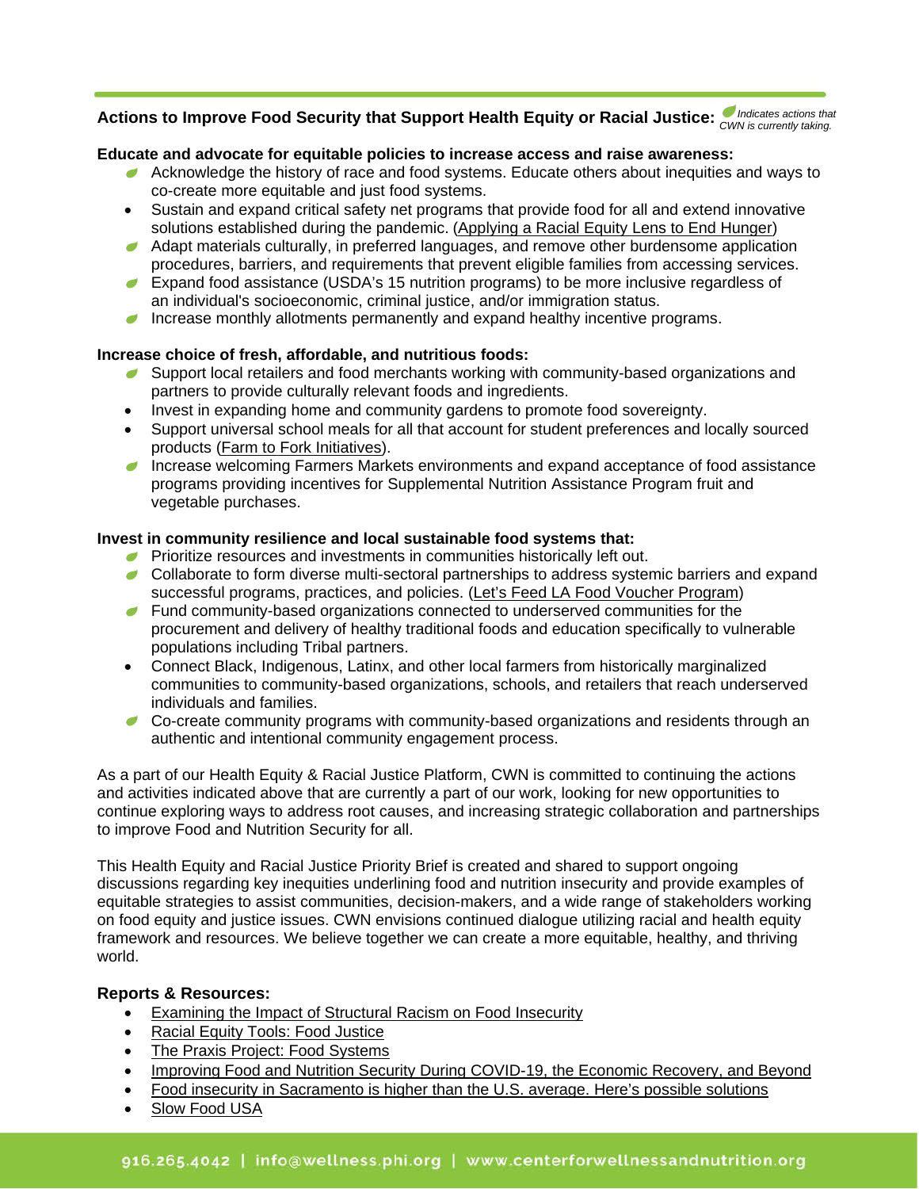## Actions to Improve Food Security that Support Health Equity or Racial Justice:

*Indicates actions that CWN is currently taking.*

**Educate and advocate for equitable policies to increase access and raise awareness:**

- Acknowledge the history of race and food systems. Educate others about inequities and ways to co-create more equitable and just food systems.
- Sustain and expand critical safety net programs that provide food for all and extend innovative solutions established during the pandemic. (Applying a Racial Equity Lens to End Hunger)
- Adapt materials culturally, in preferred languages, and remove other burdensome application procedures, barriers, and requirements that prevent eligible families from accessing services.
- Expand food assistance (USDA's 15 nutrition programs) to be more inclusive regardless of an individual's socioeconomic, criminal justice, and/or immigration status.
- Increase monthly allotments permanently and expand healthy incentive programs.

**Increase choice of fresh, affordable, and nutritious foods:**

- Support local retailers and food merchants working with community-based organizations and partners to provide culturally relevant foods and ingredients.
- Invest in expanding home and community gardens to promote food sovereignty.
- Support universal school meals for all that account for student preferences and locally sourced products (Farm to Fork Initiatives).
- Increase welcoming Farmers Markets environments and expand acceptance of food assistance programs providing incentives for Supplemental Nutrition Assistance Program fruit and vegetable purchases.

**Invest in community resilience and local sustainable food systems that:**

- Prioritize resources and investments in communities historically left out.
- Collaborate to form diverse multi-sectoral partnerships to address systemic barriers and expand successful programs, practices, and policies. (Let's Feed LA Food Voucher Program)
- Fund community-based organizations connected to underserved communities for the procurement and delivery of healthy traditional foods and education specifically to vulnerable populations including Tribal partners.
- Connect Black, Indigenous, Latinx, and other local farmers from historically marginalized communities to community-based organizations, schools, and retailers that reach underserved individuals and families.
- Co-create community programs with community-based organizations and residents through an authentic and intentional community engagement process.

As a part of our Health Equity & Racial Justice Platform, CWN is committed to continuing the actions and activities indicated above that are currently a part of our work, looking for new opportunities to continue exploring ways to address root causes, and increasing strategic collaboration and partnerships to improve Food and Nutrition Security for all.

This Health Equity and Racial Justice Priority Brief is created and shared to support ongoing discussions regarding key inequities underlining food and nutrition insecurity and provide examples of equitable strategies to assist communities, decision-makers, and a wide range of stakeholders working on food equity and justice issues. CWN envisions continued dialogue utilizing racial and health equity framework and resources. We believe together we can create a more equitable, healthy, and thriving world.

**Reports & Resources:**

- Examining the Impact of Structural Racism on Food Insecurity
- Racial Equity Tools: Food Justice
- The Praxis Project: Food Systems
- Improving Food and Nutrition Security During COVID-19, the Economic Recovery, and Beyond
- Food insecurity in Sacramento is higher than the U.S. average. Here's possible solutions
- Slow Food USA

916.265.4042 | info@wellness.phi.org | www.centerforwellnessandnutrition.org